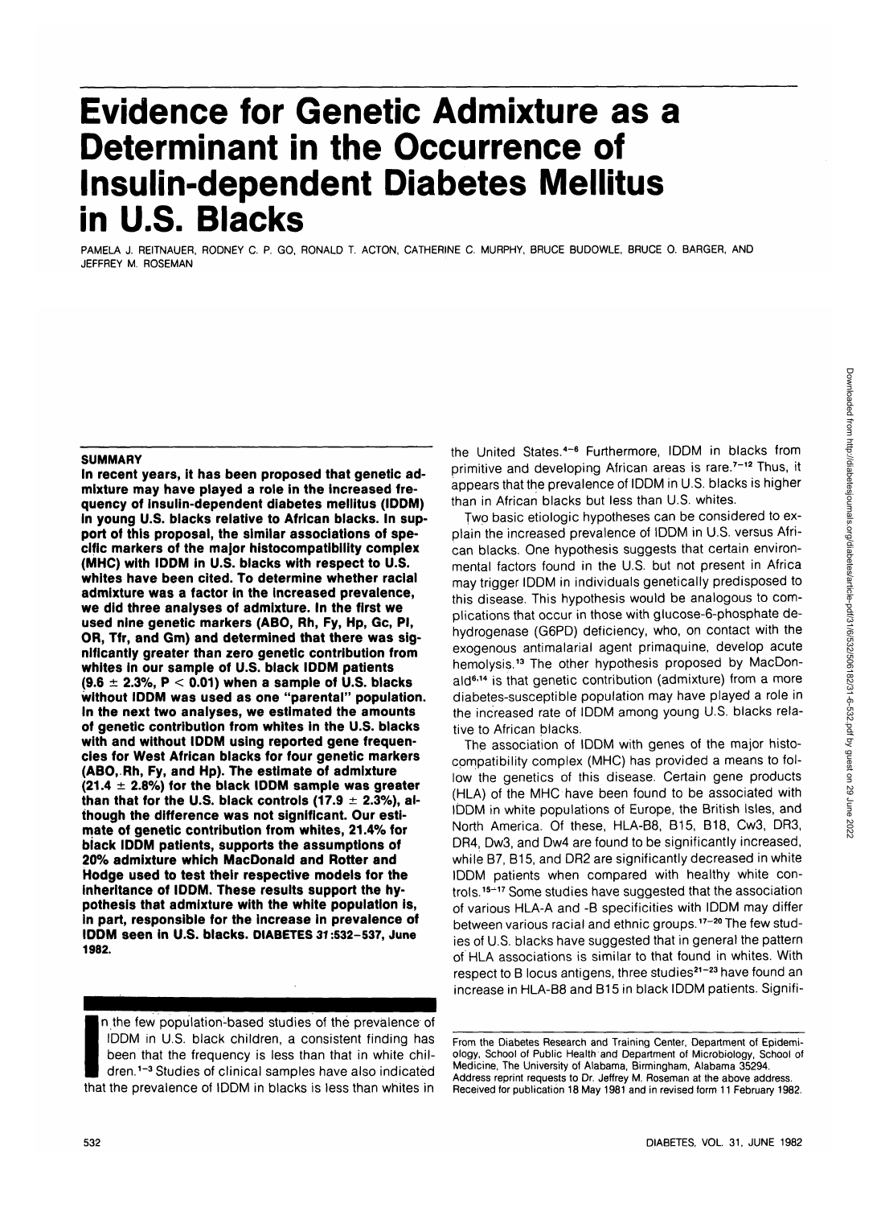# Evidence for Genetic Admixture as a Determinant in the Occurrence of Insulin-dependent Diabetes Mellitus in U.S. Blacks

PAMELA J. REITNAUER, RODNEY C. P. GO, RONALD T. ACTON, CATHERINE C. MURPHY, BRUCE BUDOWLE, BRUCE O. BARGER, AND JEFFREY M. ROSEMAN

## SUMMARY

**In recent years, it has been proposed that genetic admixture may have played a role in the increased frequency of insulin-dependent diabetes mellitus (IDDM) in young U.S. blacks relative to African blacks. In support of this proposal, the similar associations of specific markers of the major histocompatibility complex (MHC) with IDDM in U.S. blacks with respect to U.S. whites have been cited. To determine whether racial admixture was a factor in the increased prevalence, we did three analyses of admixture. In the first we used nine genetic markers (ABO, Rh, Fy, Hp, Gc, PI, OR, Tfr, and Gm) and determined that there was significantly greater than zero genetic contribution from whites in our sample of U.S. black IDDM patients ($9.6 \pm 2.3\%$, $P < 0.01$) when a sample of U.S. blacks without IDDM was used as one "parental" population. In the next two analyses, we estimated the amounts of genetic contribution from whites in the U.S. blacks with and without IDDM using reported gene frequencies for West African blacks for four genetic markers (ABO, Rh, Fy, and Hp). The estimate of admixture ($21.4 \pm 2.8\%$) for the black IDDM sample was greater than that for the U.S. black controls ($17.9 \pm 2.3\%$), although the difference was not significant. Our estimate of genetic contribution from whites, 21.4% for black IDDM patients, supports the assumptions of 20% admixture which MacDonald and Rotter and Hodge used to test their respective models for the inheritance of IDDM. These results support the hypothesis that admixture with the white population is, in part, responsible for the increase in prevalence of IDDM seen in U.S. blacks.** DIABETES 31:532–537, June 1982.

In the few population-based studies of the prevalence of IDDM in U.S. black children, a consistent finding has been that the frequency is less than that in white children.[1–3] Studies of clinical samples have also indicated that the prevalence of IDDM in blacks is less than whites in the United States.[4–6] Furthermore, IDDM in blacks from primitive and developing African areas is rare.[7–12] Thus, it appears that the prevalence of IDDM in U.S. blacks is higher than in African blacks but less than U.S. whites.

Two basic etiologic hypotheses can be considered to explain the increased prevalence of IDDM in U.S. versus African blacks. One hypothesis suggests that certain environmental factors found in the U.S. but not present in Africa may trigger IDDM in individuals genetically predisposed to this disease. This hypothesis would be analogous to complications that occur in those with glucose-6-phosphate dehydrogenase (G6PD) deficiency, who, on contact with the exogenous antimalarial agent primaquine, develop acute hemolysis.[13] The other hypothesis proposed by MacDonald[6,14] is that genetic contribution (admixture) from a more diabetes-susceptible population may have played a role in the increased rate of IDDM among young U.S. blacks relative to African blacks.

The association of IDDM with genes of the major histocompatibility complex (MHC) has provided a means to follow the genetics of this disease. Certain gene products (HLA) of the MHC have been found to be associated with IDDM in white populations of Europe, the British Isles, and North America. Of these, HLA-B8, B15, B18, Cw3, DR3, DR4, Dw3, and Dw4 are found to be significantly increased, while B7, B15, and DR2 are significantly decreased in white IDDM patients when compared with healthy white controls.[15–17] Some studies have suggested that the association of various HLA-A and -B specificities with IDDM may differ between various racial and ethnic groups.[17–20] The few studies of U.S. blacks have suggested that in general the pattern of HLA associations is similar to that found in whites. With respect to B locus antigens, three studies[21–23] have found an increase in HLA-B8 and B15 in black IDDM patients. Signifi-

From the Diabetes Research and Training Center, Department of Epidemiology, School of Public Health and Department of Microbiology, School of Medicine, The University of Alabama, Birmingham, Alabama 35294.
Address reprint requests to Dr. Jeffrey M. Roseman at the above address.
Received for publication 18 May 1981 and in revised form 11 February 1982.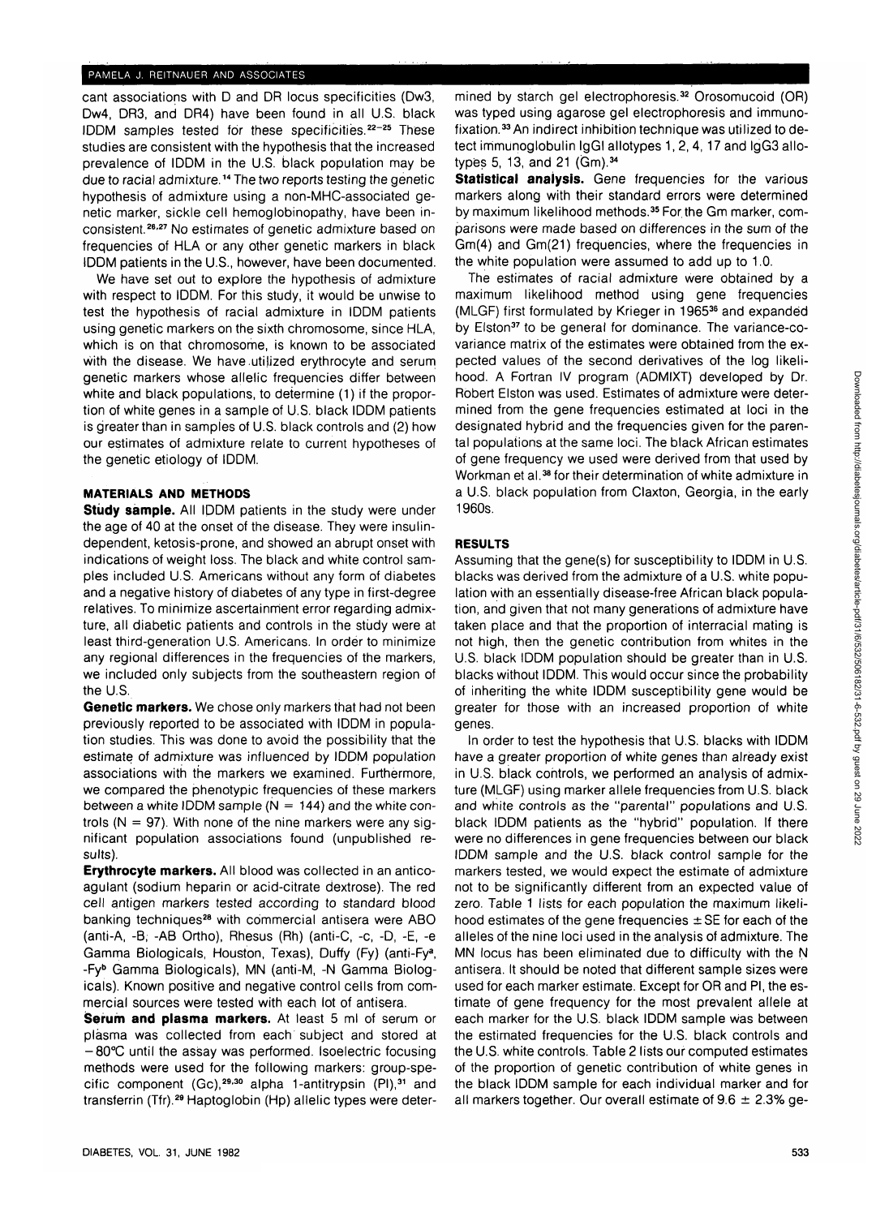cant associations with D and DR locus specificities (Dw3, Dw4, DR3, and DR4) have been found in all U.S. black IDDM samples tested for these specificities.[22-25] These studies are consistent with the hypothesis that the increased prevalence of IDDM in the U.S. black population may be due to racial admixture.[14] The two reports testing the genetic hypothesis of admixture using a non-MHC-associated genetic marker, sickle cell hemoglobinopathy, have been inconsistent.[26,27] No estimates of genetic admixture based on frequencies of HLA or any other genetic markers in black IDDM patients in the U.S., however, have been documented.

We have set out to explore the hypothesis of admixture with respect to IDDM. For this study, it would be unwise to test the hypothesis of racial admixture in IDDM patients using genetic markers on the sixth chromosome, since HLA, which is on that chromosome, is known to be associated with the disease. We have utilized erythrocyte and serum genetic markers whose allelic frequencies differ between white and black populations, to determine (1) if the proportion of white genes in a sample of U.S. black IDDM patients is greater than in samples of U.S. black controls and (2) how our estimates of admixture relate to current hypotheses of the genetic etiology of IDDM.

## MATERIALS AND METHODS

**Study sample.** All IDDM patients in the study were under the age of 40 at the onset of the disease. They were insulin-dependent, ketosis-prone, and showed an abrupt onset with indications of weight loss. The black and white control samples included U.S. Americans without any form of diabetes and a negative history of diabetes of any type in first-degree relatives. To minimize ascertainment error regarding admixture, all diabetic patients and controls in the study were at least third-generation U.S. Americans. In order to minimize any regional differences in the frequencies of the markers, we included only subjects from the southeastern region of the U.S.

**Genetic markers.** We chose only markers that had not been previously reported to be associated with IDDM in population studies. This was done to avoid the possibility that the estimate of admixture was influenced by IDDM population associations with the markers we examined. Furthermore, we compared the phenotypic frequencies of these markers between a white IDDM sample (N = 144) and the white controls (N = 97). With none of the nine markers were any significant population associations found (unpublished results).

**Erythrocyte markers.** All blood was collected in an anticoagulant (sodium heparin or acid-citrate dextrose). The red cell antigen markers tested according to standard blood banking techniques[28] with commercial antisera were ABO (anti-A, -B, -AB Ortho), Rhesus (Rh) (anti-C, -c, -D, -E, -e Gamma Biologicals, Houston, Texas), Duffy (Fy) (anti-Fy$^a$, -Fy$^b$ Gamma Biologicals), MN (anti-M, -N Gamma Biologicals). Known positive and negative control cells from commercial sources were tested with each lot of antisera.

**Serum and plasma markers.** At least 5 ml of serum or plasma was collected from each subject and stored at −80°C until the assay was performed. Isoelectric focusing methods were used for the following markers: group-specific component (Gc),[29,30] alpha 1-antitrypsin (PI),[31] and transferrin (Tfr).[29] Haptoglobin (Hp) allelic types were determined by starch gel electrophoresis.[32] Orosomucoid (OR) was typed using agarose gel electrophoresis and immunofixation.[33] An indirect inhibition technique was utilized to detect immunoglobulin IgGl allotypes 1, 2, 4, 17 and IgG3 allotypes 5, 13, and 21 (Gm).[34]

**Statistical analysis.** Gene frequencies for the various markers along with their standard errors were determined by maximum likelihood methods.[35] For the Gm marker, comparisons were made based on differences in the sum of the Gm(4) and Gm(21) frequencies, where the frequencies in the white population were assumed to add up to 1.0.

The estimates of racial admixture were obtained by a maximum likelihood method using gene frequencies (MLGF) first formulated by Krieger in 1965[36] and expanded by Elston[37] to be general for dominance. The variance-covariance matrix of the estimates were obtained from the expected values of the second derivatives of the log likelihood. A Fortran IV program (ADMIXT) developed by Dr. Robert Elston was used. Estimates of admixture were determined from the gene frequencies estimated at loci in the designated hybrid and the frequencies given for the parental populations at the same loci. The black African estimates of gene frequency we used were derived from that used by Workman et al.[38] for their determination of white admixture in a U.S. black population from Claxton, Georgia, in the early 1960s.

## RESULTS

Assuming that the gene(s) for susceptibility to IDDM in U.S. blacks was derived from the admixture of a U.S. white population with an essentially disease-free African black population, and given that not many generations of admixture have taken place and that the proportion of interracial mating is not high, then the genetic contribution from whites in the U.S. black IDDM population should be greater than in U.S. blacks without IDDM. This would occur since the probability of inheriting the white IDDM susceptibility gene would be greater for those with an increased proportion of white genes.

In order to test the hypothesis that U.S. blacks with IDDM have a greater proportion of white genes than already exist in U.S. black controls, we performed an analysis of admixture (MLGF) using marker allele frequencies from U.S. black and white controls as the "parental" populations and U.S. black IDDM patients as the "hybrid" population. If there were no differences in gene frequencies between our black IDDM sample and the U.S. black control sample for the markers tested, we would expect the estimate of admixture not to be significantly different from an expected value of zero. Table 1 lists for each population the maximum likelihood estimates of the gene frequencies ± SE for each of the alleles of the nine loci used in the analysis of admixture. The MN locus has been eliminated due to difficulty with the N antisera. It should be noted that different sample sizes were used for each marker estimate. Except for OR and PI, the estimate of gene frequency for the most prevalent allele at each marker for the U.S. black IDDM sample was between the estimated frequencies for the U.S. black controls and the U.S. white controls. Table 2 lists our computed estimates of the proportion of genetic contribution of white genes in the black IDDM sample for each individual marker and for all markers together. Our overall estimate of 9.6 ± 2.3% ge-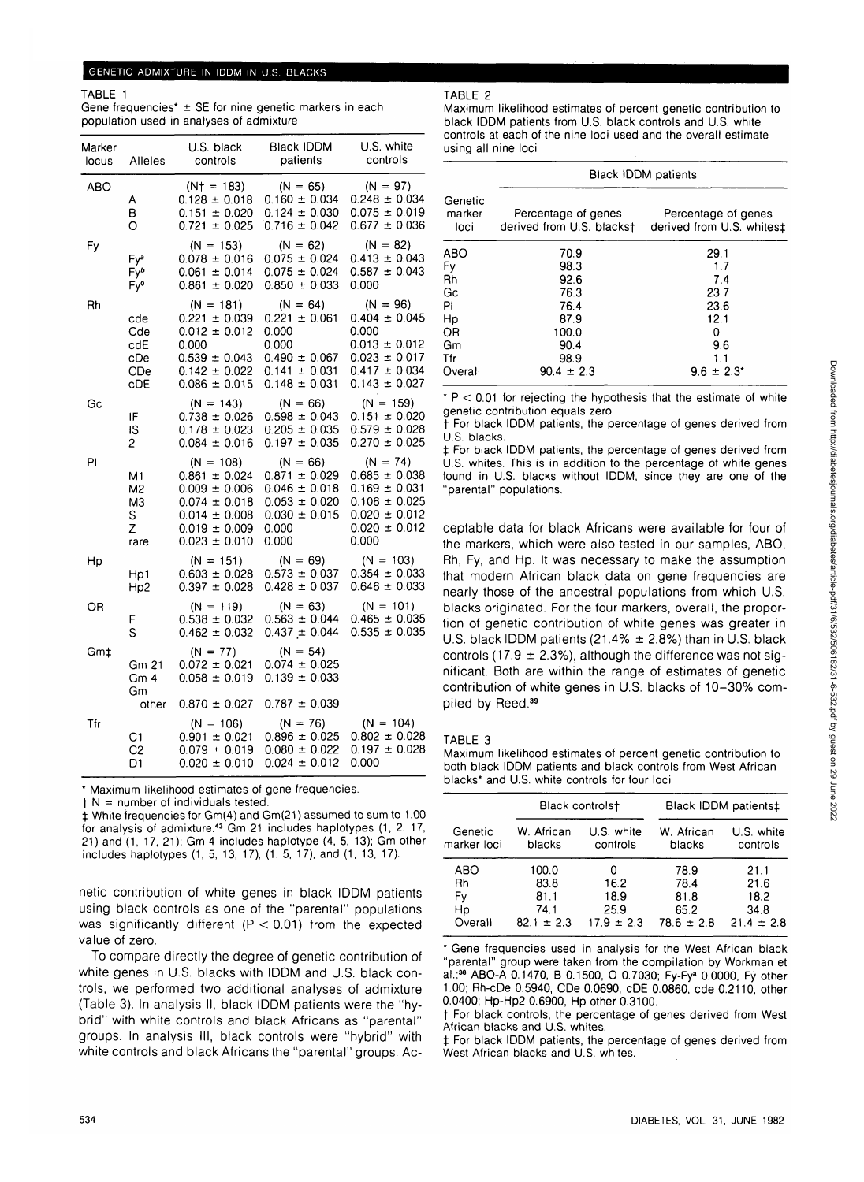TABLE 1

Gene frequencies* ± SE for nine genetic markers in each population used in analyses of admixture

| Marker locus | Alleles | U.S. black controls | Black IDDM patients | U.S. white controls |
|---|---|---|---|---|
| ABO | | (N† = 183) | (N = 65) | (N = 97) |
| | A | 0.128 ± 0.018 | 0.160 ± 0.034 | 0.248 ± 0.034 |
| | B | 0.151 ± 0.020 | 0.124 ± 0.030 | 0.075 ± 0.019 |
| | O | 0.721 ± 0.025 | 0.716 ± 0.042 | 0.677 ± 0.036 |
| Fy | | (N = 153) | (N = 62) | (N = 82) |
| | $Fy^a$ | 0.078 ± 0.016 | 0.075 ± 0.024 | 0.413 ± 0.043 |
| | $Fy^b$ | 0.061 ± 0.014 | 0.075 ± 0.024 | 0.587 ± 0.043 |
| | $Fy^o$ | 0.861 ± 0.020 | 0.850 ± 0.033 | 0.000 |
| Rh | | (N = 181) | (N = 64) | (N = 96) |
| | cde | 0.221 ± 0.039 | 0.221 ± 0.061 | 0.404 ± 0.045 |
| | Cde | 0.012 ± 0.012 | 0.000 | 0.000 |
| | cdE | 0.000 | 0.000 | 0.013 ± 0.012 |
| | cDe | 0.539 ± 0.043 | 0.490 ± 0.067 | 0.023 ± 0.017 |
| | CDe | 0.142 ± 0.022 | 0.141 ± 0.031 | 0.417 ± 0.034 |
| | cDE | 0.086 ± 0.015 | 0.148 ± 0.031 | 0.143 ± 0.027 |
| Gc | | (N = 143) | (N = 66) | (N = 159) |
| | IF | 0.738 ± 0.026 | 0.598 ± 0.043 | 0.151 ± 0.020 |
| | IS | 0.178 ± 0.023 | 0.205 ± 0.035 | 0.579 ± 0.028 |
| | 2 | 0.084 ± 0.016 | 0.197 ± 0.035 | 0.270 ± 0.025 |
| PI | | (N = 108) | (N = 66) | (N = 74) |
| | M1 | 0.861 ± 0.024 | 0.871 ± 0.029 | 0.685 ± 0.038 |
| | M2 | 0.009 ± 0.006 | 0.046 ± 0.018 | 0.169 ± 0.031 |
| | M3 | 0.074 ± 0.018 | 0.053 ± 0.020 | 0.106 ± 0.025 |
| | S | 0.014 ± 0.008 | 0.030 ± 0.015 | 0.020 ± 0.012 |
| | Z | 0.019 ± 0.009 | 0.000 | 0.020 ± 0.012 |
| | rare | 0.023 ± 0.010 | 0.000 | 0.000 |
| Hp | | (N = 151) | (N = 69) | (N = 103) |
| | Hp1 | 0.603 ± 0.028 | 0.573 ± 0.037 | 0.354 ± 0.033 |
| | Hp2 | 0.397 ± 0.028 | 0.428 ± 0.037 | 0.646 ± 0.033 |
| OR | | (N = 119) | (N = 63) | (N = 101) |
| | F | 0.538 ± 0.032 | 0.563 ± 0.044 | 0.465 ± 0.035 |
| | S | 0.462 ± 0.032 | 0.437 ± 0.044 | 0.535 ± 0.035 |
| Gm‡ | | (N = 77) | (N = 54) | |
| | Gm 21 | 0.072 ± 0.021 | 0.074 ± 0.025 | |
| | Gm 4 | 0.058 ± 0.019 | 0.139 ± 0.033 | |
| | Gm other | 0.870 ± 0.027 | 0.787 ± 0.039 | |
| Tfr | | (N = 106) | (N = 76) | (N = 104) |
| | C1 | 0.901 ± 0.021 | 0.896 ± 0.025 | 0.802 ± 0.028 |
| | C2 | 0.079 ± 0.019 | 0.080 ± 0.022 | 0.197 ± 0.028 |
| | D1 | 0.020 ± 0.010 | 0.024 ± 0.012 | 0.000 |

\* Maximum likelihood estimates of gene frequencies.

† N = number of individuals tested.

‡ White frequencies for Gm(4) and Gm(21) assumed to sum to 1.00 for analysis of admixture.[43] Gm 21 includes haplotypes (1, 2, 17, 21) and (1, 17, 21); Gm 4 includes haplotype (4, 5, 13); Gm other includes haplotypes (1, 5, 13, 17), (1, 5, 17), and (1, 13, 17).

netic contribution of white genes in black IDDM patients using black controls as one of the "parental" populations was significantly different ($P < 0.01$) from the expected value of zero.

To compare directly the degree of genetic contribution of white genes in U.S. blacks with IDDM and U.S. black controls, we performed two additional analyses of admixture (Table 3). In analysis II, black IDDM patients were the "hybrid" with white controls and black Africans as "parental" groups. In analysis III, black controls were "hybrid" with white controls and black Africans the "parental" groups. Acceptable data for black Africans were available for four of the markers, which were also tested in our samples, ABO, Rh, Fy, and Hp. It was necessary to make the assumption that modern African black data on gene frequencies are nearly those of the ancestral populations from which U.S. blacks originated. For the four markers, overall, the proportion of genetic contribution of white genes was greater in U.S. black IDDM patients (21.4% ± 2.8%) than in U.S. black controls (17.9 ± 2.3%), although the difference was not significant. Both are within the range of estimates of genetic contribution of white genes in U.S. blacks of 10–30% compiled by Reed.[39]

TABLE 2

Maximum likelihood estimates of percent genetic contribution to black IDDM patients from U.S. black controls and U.S. white controls at each of the nine loci used and the overall estimate using all nine loci

| Genetic marker loci | Black IDDM patients: Percentage of genes derived from U.S. blacks† | Percentage of genes derived from U.S. whites‡ |
|---|---|---|
| ABO | 70.9 | 29.1 |
| Fy | 98.3 | 1.7 |
| Rh | 92.6 | 7.4 |
| Gc | 76.3 | 23.7 |
| PI | 76.4 | 23.6 |
| Hp | 87.9 | 12.1 |
| OR | 100.0 | 0 |
| Gm | 90.4 | 9.6 |
| Tfr | 98.9 | 1.1 |
| Overall | 90.4 ± 2.3 | 9.6 ± 2.3* |

\* $P < 0.01$ for rejecting the hypothesis that the estimate of white genetic contribution equals zero.

† For black IDDM patients, the percentage of genes derived from U.S. blacks.

‡ For black IDDM patients, the percentage of genes derived from U.S. whites. This is in addition to the percentage of white genes found in U.S. blacks without IDDM, since they are one of the "parental" populations.

TABLE 3

Maximum likelihood estimates of percent genetic contribution to both black IDDM patients and black controls from West African blacks* and U.S. white controls for four loci

| Genetic marker loci | Black controls†: W. African blacks | Black controls†: U.S. white controls | Black IDDM patients‡: W. African blacks | Black IDDM patients‡: U.S. white controls |
|---|---|---|---|---|
| ABO | 100.0 | 0 | 78.9 | 21.1 |
| Rh | 83.8 | 16.2 | 78.4 | 21.6 |
| Fy | 81.1 | 18.9 | 81.8 | 18.2 |
| Hp | 74.1 | 25.9 | 65.2 | 34.8 |
| Overall | 82.1 ± 2.3 | 17.9 ± 2.3 | 78.6 ± 2.8 | 21.4 ± 2.8 |

\* Gene frequencies used in analysis for the West African black "parental" group were taken from the compilation by Workman et al.;[38] ABO-A 0.1470, B 0.1500, O 0.7030; Fy-$Fy^a$ 0.0000, Fy other 1.00; Rh-cDe 0.5940, CDe 0.0690, cDE 0.0860, cde 0.2110, other 0.0400; Hp-Hp2 0.6900, Hp other 0.3100.

† For black controls, the percentage of genes derived from West African blacks and U.S. whites.

‡ For black IDDM patients, the percentage of genes derived from West African blacks and U.S. whites.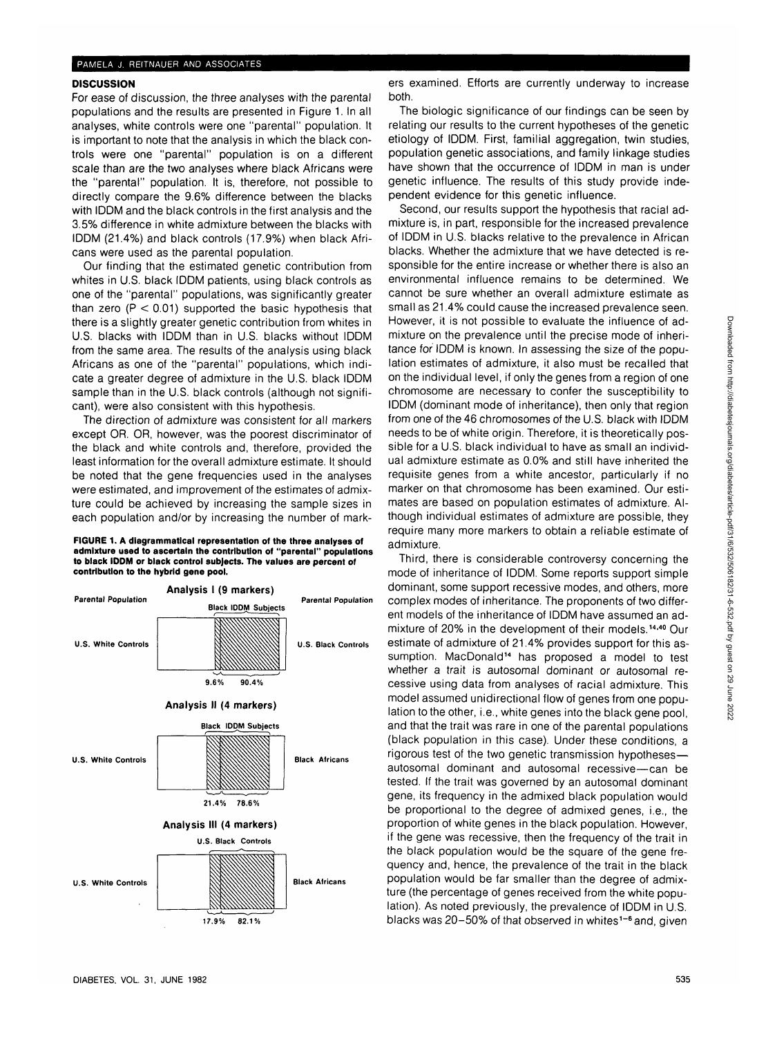## DISCUSSION

For ease of discussion, the three analyses with the parental populations and the results are presented in Figure 1. In all analyses, white controls were one "parental" population. It is important to note that the analysis in which the black controls were one "parental" population is on a different scale than are the two analyses where black Africans were the "parental" population. It is, therefore, not possible to directly compare the 9.6% difference between the blacks with IDDM and the black controls in the first analysis and the 3.5% difference in white admixture between the blacks with IDDM (21.4%) and black controls (17.9%) when black Africans were used as the parental population.

Our finding that the estimated genetic contribution from whites in U.S. black IDDM patients, using black controls as one of the "parental" populations, was significantly greater than zero ($P < 0.01$) supported the basic hypothesis that there is a slightly greater genetic contribution from whites in U.S. blacks with IDDM than in U.S. blacks without IDDM from the same area. The results of the analysis using black Africans as one of the "parental" populations, which indicate a greater degree of admixture in the U.S. black IDDM sample than in the U.S. black controls (although not significant), were also consistent with this hypothesis.

The direction of admixture was consistent for all markers except OR. OR, however, was the poorest discriminator of the black and white controls and, therefore, provided the least information for the overall admixture estimate. It should be noted that the gene frequencies used in the analyses were estimated, and improvement of the estimates of admixture could be achieved by increasing the sample sizes in each population and/or by increasing the number of markers examined. Efforts are currently underway to increase both.

**FIGURE 1. A diagrammatical representation of the three analyses of admixture used to ascertain the contribution of "parental" populations to black IDDM or black control subjects. The values are percent of contribution to the hybrid gene pool.**

Analysis I (9 markers)
Parental Population — Black IDDM Subjects — Parental Population
U.S. White Controls — U.S. Black Controls
9.6% 90.4%

Analysis II (4 markers)
Black IDDM Subjects
U.S. White Controls — Black Africans
21.4% 78.6%

Analysis III (4 markers)
U.S. Black Controls
U.S. White Controls — Black Africans
17.9% 82.1%

The biologic significance of our findings can be seen by relating our results to the current hypotheses of the genetic etiology of IDDM. First, familial aggregation, twin studies, population genetic associations, and family linkage studies have shown that the occurrence of IDDM in man is under genetic influence. The results of this study provide independent evidence for this genetic influence.

Second, our results support the hypothesis that racial admixture is, in part, responsible for the increased prevalence of IDDM in U.S. blacks relative to the prevalence in African blacks. Whether the admixture that we have detected is responsible for the entire increase or whether there is also an environmental influence remains to be determined. We cannot be sure whether an overall admixture estimate as small as 21.4% could cause the increased prevalence seen. However, it is not possible to evaluate the influence of admixture on the prevalence until the precise mode of inheritance for IDDM is known. In assessing the size of the population estimates of admixture, it also must be recalled that on the individual level, if only the genes from a region of one chromosome are necessary to confer the susceptibility to IDDM (dominant mode of inheritance), then only that region from one of the 46 chromosomes of the U.S. black with IDDM needs to be of white origin. Therefore, it is theoretically possible for a U.S. black individual to have as small an individual admixture estimate as 0.0% and still have inherited the requisite genes from a white ancestor, particularly if no marker on that chromosome has been examined. Our estimates are based on population estimates of admixture. Although individual estimates of admixture are possible, they require many more markers to obtain a reliable estimate of admixture.

Third, there is considerable controversy concerning the mode of inheritance of IDDM. Some reports support simple dominant, some support recessive modes, and others, more complex modes of inheritance. The proponents of two different models of the inheritance of IDDM have assumed an admixture of 20% in the development of their models.[14,40] Our estimate of admixture of 21.4% provides support for this assumption. MacDonald[14] has proposed a model to test whether a trait is autosomal dominant or autosomal recessive using data from analyses of racial admixture. This model assumed unidirectional flow of genes from one population to the other, i.e., white genes into the black gene pool, and that the trait was rare in one of the parental populations (black population in this case). Under these conditions, a rigorous test of the two genetic transmission hypotheses—autosomal dominant and autosomal recessive—can be tested. If the trait was governed by an autosomal dominant gene, its frequency in the admixed black population would be proportional to the degree of admixed genes, i.e., the proportion of white genes in the black population. However, if the gene was recessive, then the frequency of the trait in the black population would be the square of the gene frequency and, hence, the prevalence of the trait in the black population would be far smaller than the degree of admixture (the percentage of genes received from the white population). As noted previously, the prevalence of IDDM in U.S. blacks was 20–50% of that observed in whites[1–6] and, given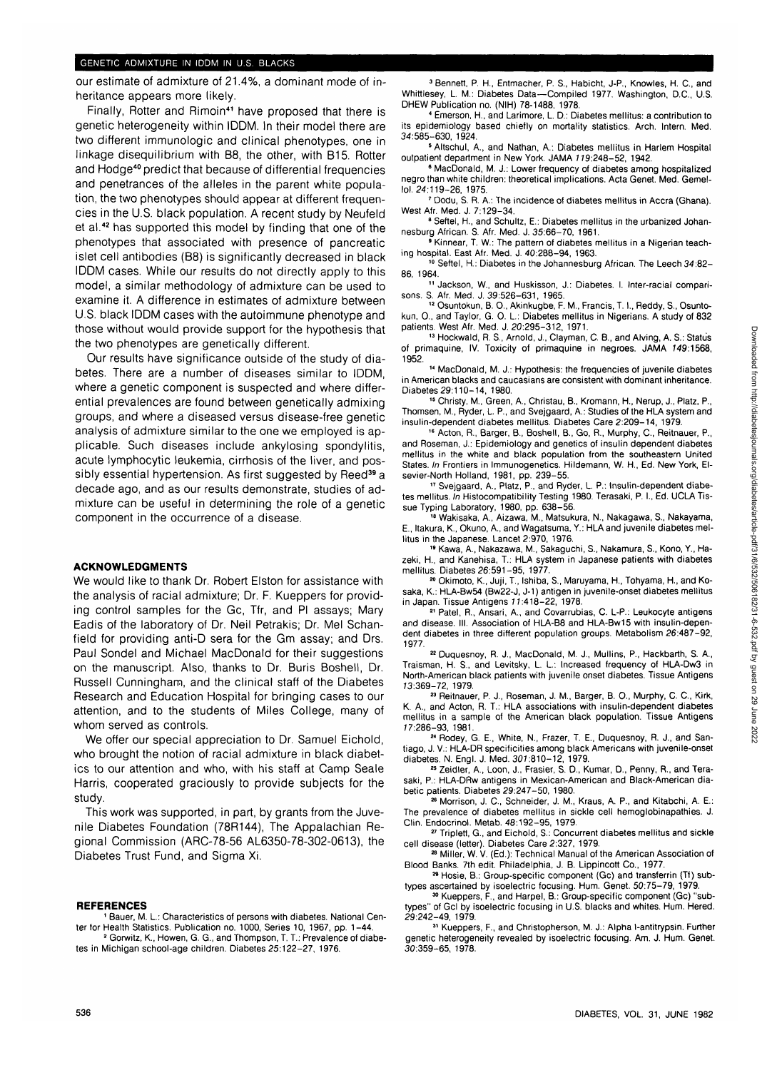our estimate of admixture of 21.4%, a dominant mode of inheritance appears more likely.

Finally, Rotter and Rimoin[41] have proposed that there is genetic heterogeneity within IDDM. In their model there are two different immunologic and clinical phenotypes, one in linkage disequilibrium with B8, the other, with B15. Rotter and Hodge[40] predict that because of differential frequencies and penetrances of the alleles in the parent white population, the two phenotypes should appear at different frequencies in the U.S. black population. A recent study by Neufeld et al.[42] has supported this model by finding that one of the phenotypes that associated with presence of pancreatic islet cell antibodies (B8) is significantly decreased in black IDDM cases. While our results do not directly apply to this model, a similar methodology of admixture can be used to examine it. A difference in estimates of admixture between U.S. black IDDM cases with the autoimmune phenotype and those without would provide support for the hypothesis that the two phenotypes are genetically different.

Our results have significance outside of the study of diabetes. There are a number of diseases similar to IDDM, where a genetic component is suspected and where differential prevalences are found between genetically admixing groups, and where a diseased versus disease-free genetic analysis of admixture similar to the one we employed is applicable. Such diseases include ankylosing spondylitis, acute lymphocytic leukemia, cirrhosis of the liver, and possibly essential hypertension. As first suggested by Reed[39] a decade ago, and as our results demonstrate, studies of admixture can be useful in determining the role of a genetic component in the occurrence of a disease.

## ACKNOWLEDGMENTS

We would like to thank Dr. Robert Elston for assistance with the analysis of racial admixture; Dr. F. Kueppers for providing control samples for the Gc, Tfr, and PI assays; Mary Eadis of the laboratory of Dr. Neil Petrakis; Dr. Mel Schanfield for providing anti-D sera for the Gm assay; and Drs. Paul Sondel and Michael MacDonald for their suggestions on the manuscript. Also, thanks to Dr. Buris Boshell, Dr. Russell Cunningham, and the clinical staff of the Diabetes Research and Education Hospital for bringing cases to our attention, and to the students of Miles College, many of whom served as controls.

We offer our special appreciation to Dr. Samuel Eichold, who brought the notion of racial admixture in black diabetics to our attention and who, with his staff at Camp Seale Harris, cooperated graciously to provide subjects for the study.

This work was supported, in part, by grants from the Juvenile Diabetes Foundation (78R144), The Appalachian Regional Commission (ARC-78-56 AL6350-78-302-0613), the Diabetes Trust Fund, and Sigma Xi.

## REFERENCES

1 Bauer, M. L.: Characteristics of persons with diabetes. National Center for Health Statistics. Publication no. 1000, Series 10, 1967, pp. 1–44.

2 Gorwitz, K., Howen, G. G., and Thompson, T. T.: Prevalence of diabetes in Michigan school-age children. Diabetes 25:122–27, 1976.

3 Bennett, P. H., Entmacher, P. S., Habicht, J-P., Knowles, H. C., and Whittlesey, L. M.: Diabetes Data—Compiled 1977. Washington, D.C., U.S. DHEW Publication no. (NIH) 78-1488, 1978.

4 Emerson, H., and Larimore, L. D.: Diabetes mellitus: a contribution to its epidemiology based chiefly on mortality statistics. Arch. Intern. Med. 34:585–630, 1924.

5 Altschul, A., and Nathan, A.: Diabetes mellitus in Harlem Hospital outpatient department in New York. JAMA 119:248–52, 1942.

6 MacDonald, M. J.: Lower frequency of diabetes among hospitalized negro than white children: theoretical implications. Acta Genet. Med. Gemellol. 24:119–26, 1975.

7 Dodu, S. R. A.: The incidence of diabetes mellitus in Accra (Ghana). West Afr. Med. J. 7:129–34.

8 Seftel, H., and Schultz, E.: Diabetes mellitus in the urbanized Johannesburg African. S. Afr. Med. J. 35:66–70, 1961.

9 Kinnear, T. W.: The pattern of diabetes mellitus in a Nigerian teaching hospital. East Afr. Med. J. 40:288–94, 1963.

10 Seftel, H.: Diabetes in the Johannesburg African. The Leech 34:82–86, 1964.

11 Jackson, W., and Huskisson, J.: Diabetes. I. Inter-racial comparisons. S. Afr. Med. J. 39:526–631, 1965.

12 Osuntokun, B. O., Akinkugbe, F. M., Francis, T. I., Reddy, S., Osuntokun, O., and Taylor, G. O. L.: Diabetes mellitus in Nigerians. A study of 832 patients. West Afr. Med. J. 20:295–312, 1971.

13 Hockwald, R. S., Arnold, J., Clayman, C. B., and Alving, A. S.: Status of primaquine, IV. Toxicity of primaquine in negroes. JAMA 149:1568, 1952.

14 MacDonald, M. J.: Hypothesis: the frequencies of juvenile diabetes in American blacks and caucasians are consistent with dominant inheritance. Diabetes 29:110–14, 1980.

15 Christy, M., Green, A., Christau, B., Kromann, H., Nerup, J., Platz, P., Thomsen, M., Ryder, L. P., and Svejgaard, A.: Studies of the HLA system and insulin-dependent diabetes mellitus. Diabetes Care 2:209–14, 1979.

16 Acton, R., Barger, B., Boshell, B., Go, R., Murphy, C., Reitnauer, P., and Roseman, J.: Epidemiology and genetics of insulin dependent diabetes mellitus in the white and black population from the southeastern United States. *In* Frontiers in Immunogenetics. Hildemann, W. H., Ed. New York, Elsevier-North Holland, 1981, pp. 239–55.

17 Svejgaard, A., Platz, P., and Ryder, L. P.: Insulin-dependent diabetes mellitus. *In* Histocompatibility Testing 1980. Terasaki, P. I., Ed. UCLA Tissue Typing Laboratory, 1980, pp. 638–56.

18 Wakisaka, A., Aizawa, M., Matsukura, N., Nakagawa, S., Nakayama, E., Itakura, K., Okuno, A., and Wagatsuma, Y.: HLA and juvenile diabetes mellitus in the Japanese. Lancet 2:970, 1976.

19 Kawa, A., Nakazawa, M., Sakaguchi, S., Nakamura, S., Kono, Y., Hazeki, H., and Kanehisa, T.: HLA system in Japanese patients with diabetes mellitus. Diabetes 26:591–95, 1977.

20 Okimoto, K., Juji, T., Ishiba, S., Maruyama, H., Tohyama, H., and Kosaka, K.: HLA-Bw54 (Bw22-J, J-1) antigen in juvenile-onset diabetes mellitus in Japan. Tissue Antigens 11:418–22, 1978.

21 Patel, R., Ansari, A., and Covarrubias, C. L-P.: Leukocyte antigens and disease. III. Association of HLA-B8 and HLA-Bw15 with insulin-dependent diabetes in three different population groups. Metabolism 26:487–92, 1977.

22 Duquesnoy, R. J., MacDonald, M. J., Mullins, P., Hackbarth, S. A., Traisman, H. S., and Levitsky, L. L.: Increased frequency of HLA-Dw3 in North-American black patients with juvenile onset diabetes. Tissue Antigens 13:369–72, 1979.

23 Reitnauer, P. J., Roseman, J. M., Barger, B. O., Murphy, C. C., Kirk, K. A., and Acton, R. T.: HLA associations with insulin-dependent diabetes mellitus in a sample of the American black population. Tissue Antigens 17:286–93, 1981.

24 Rodey, G. E., White, N., Frazer, T. E., Duquesnoy, R. J., and Santiago, J. V.: HLA-DR specificities among black Americans with juvenile-onset diabetes. N. Engl. J. Med. 301:810–12, 1979.

25 Zeidler, A., Loon, J., Frasier, S. D., Kumar, D., Penny, R., and Terasaki, P.: HLA-DRw antigens in Mexican-American and Black-American diabetic patients. Diabetes 29:247–50, 1980.

26 Morrison, J. C., Schneider, J. M., Kraus, A. P., and Kitabchi, A. E.: The prevalence of diabetes mellitus in sickle cell hemoglobinapathies. J. Clin. Endocrinol. Metab. 48:192–95, 1979.

27 Triplett, G., and Eichold, S.: Concurrent diabetes mellitus and sickle cell disease (letter). Diabetes Care 2:327, 1979.

28 Miller, W. V. (Ed.): Technical Manual of the American Association of Blood Banks. 7th edit. Philadelphia, J. B. Lippincott Co., 1977.

29 Hosie, B.: Group-specific component (Gc) and transferrin (Tf) subtypes ascertained by isoelectric focusing. Hum. Genet. 50:75–79, 1979.

30 Kueppers, F., and Harpel, B.: Group-specific component (Gc) "subtypes" of Gcl by isoelectric focusing in U.S. blacks and whites. Hum. Hered. 29:242–49, 1979.

31 Kueppers, F., and Christopherson, M. J.: Alpha I-antitrypsin. Further genetic heterogeneity revealed by isoelectric focusing. Am. J. Hum. Genet. 30:359–65, 1978.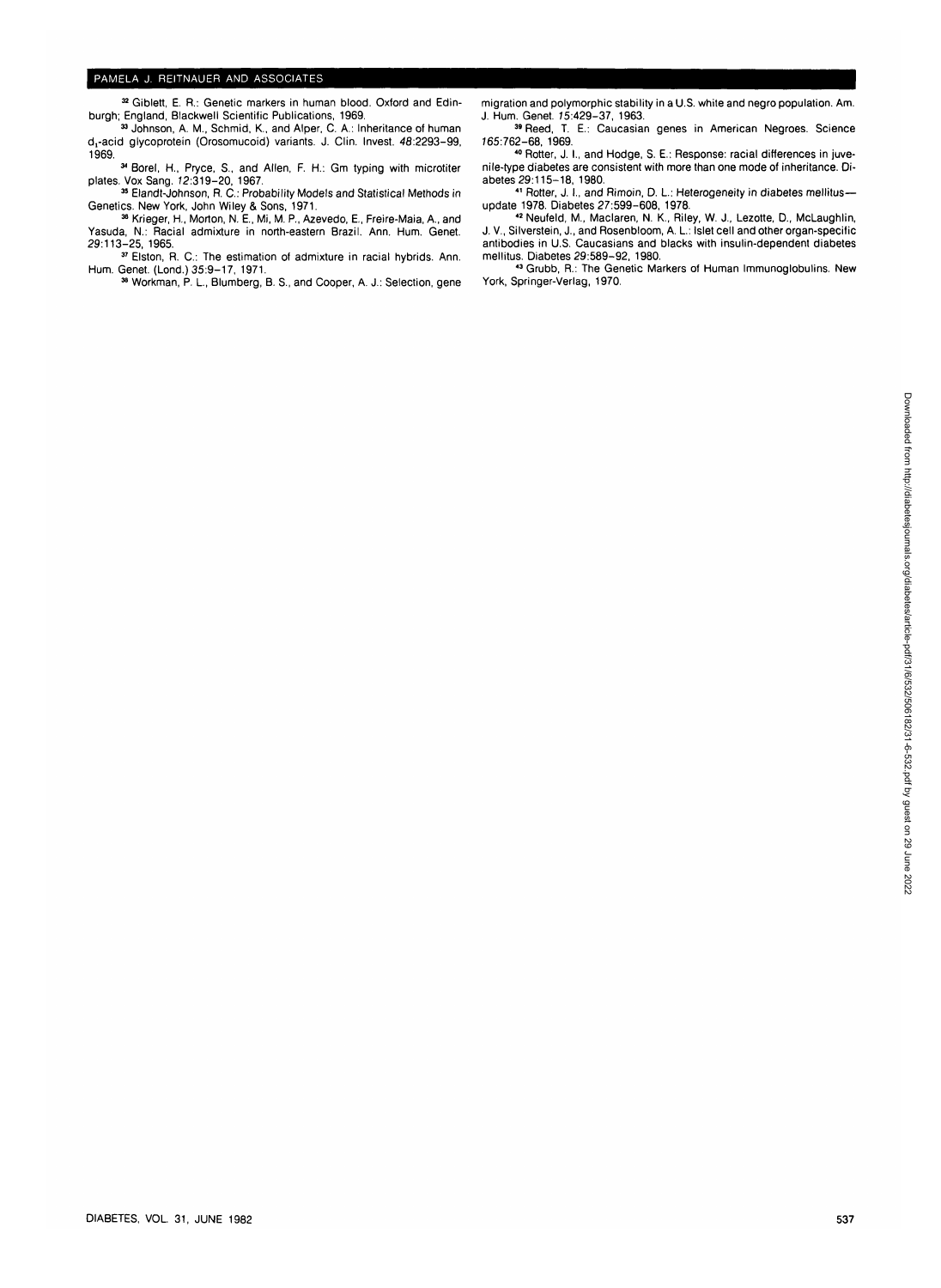[32] Giblett, E. R.: Genetic markers in human blood. Oxford and Edinburgh; England, Blackwell Scientific Publications, 1969.

[33] Johnson, A. M., Schmid, K., and Alper, C. A.: Inheritance of human $\alpha_1$-acid glycoprotein (Orosomucoid) variants. J. Clin. Invest. *48*:2293–99, 1969.

[34] Borel, H., Pryce, S., and Allen, F. H.: Gm typing with microtiter plates. Vox Sang. *12*:319–20, 1967.

[35] Elandt-Johnson, R. C.: *Probability Models and Statistical Methods in Genetics.* New York, John Wiley & Sons, 1971.

[36] Krieger, H., Morton, N. E., Mi, M. P., Azevedo, E., Freire-Maia, A., and Yasuda, N.: Racial admixture in north-eastern Brazil. Ann. Hum. Genet. *29*:113–25, 1965.

[37] Elston, R. C.: The estimation of admixture in racial hybrids. Ann. Hum. Genet. (Lond.) *35*:9–17, 1971.

[38] Workman, P. L., Blumberg, B. S., and Cooper, A. J.: Selection, gene migration and polymorphic stability in a U.S. white and negro population. Am. J. Hum. Genet. *15*:429–37, 1963.

[39] Reed, T. E.: Caucasian genes in American Negroes. Science *165*:762–68, 1969.

[40] Rotter, J. I., and Hodge, S. E.: Response: racial differences in juvenile-type diabetes are consistent with more than one mode of inheritance. Diabetes *29*:115–18, 1980.

[41] Rotter, J. I., and Rimoin, D. L.: Heterogeneity in diabetes mellitus—update 1978. Diabetes *27*:599–608, 1978.

[42] Neufeld, M., Maclaren, N. K., Riley, W. J., Lezotte, D., McLaughlin, J. V., Silverstein, J., and Rosenbloom, A. L.: Islet cell and other organ-specific antibodies in U.S. Caucasians and blacks with insulin-dependent diabetes mellitus. Diabetes *29*:589–92, 1980.

[43] Grubb, R.: The Genetic Markers of Human Immunoglobulins. New York, Springer-Verlag, 1970.